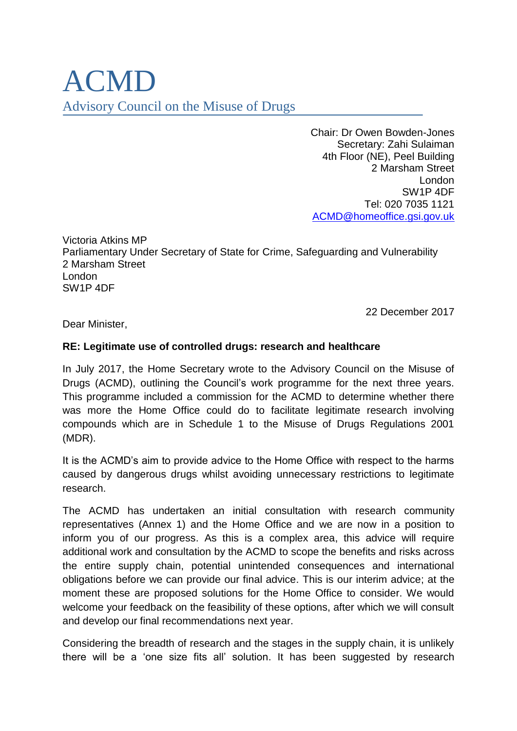# ACMD

Advisory Council on the Misuse of Drugs

Chair: Dr Owen Bowden-Jones
Secretary: Zahi Sulaiman
4th Floor (NE), Peel Building
2 Marsham Street
London
SW1P 4DF
Tel: 020 7035 1121
ACMD@homeoffice.gsi.gov.uk

Victoria Atkins MP
Parliamentary Under Secretary of State for Crime, Safeguarding and Vulnerability
2 Marsham Street
London
SW1P 4DF

22 December 2017

Dear Minister,

**RE: Legitimate use of controlled drugs: research and healthcare**

In July 2017, the Home Secretary wrote to the Advisory Council on the Misuse of Drugs (ACMD), outlining the Council's work programme for the next three years. This programme included a commission for the ACMD to determine whether there was more the Home Office could do to facilitate legitimate research involving compounds which are in Schedule 1 to the Misuse of Drugs Regulations 2001 (MDR).

It is the ACMD's aim to provide advice to the Home Office with respect to the harms caused by dangerous drugs whilst avoiding unnecessary restrictions to legitimate research.

The ACMD has undertaken an initial consultation with research community representatives (Annex 1) and the Home Office and we are now in a position to inform you of our progress. As this is a complex area, this advice will require additional work and consultation by the ACMD to scope the benefits and risks across the entire supply chain, potential unintended consequences and international obligations before we can provide our final advice. This is our interim advice; at the moment these are proposed solutions for the Home Office to consider. We would welcome your feedback on the feasibility of these options, after which we will consult and develop our final recommendations next year.

Considering the breadth of research and the stages in the supply chain, it is unlikely there will be a 'one size fits all' solution. It has been suggested by research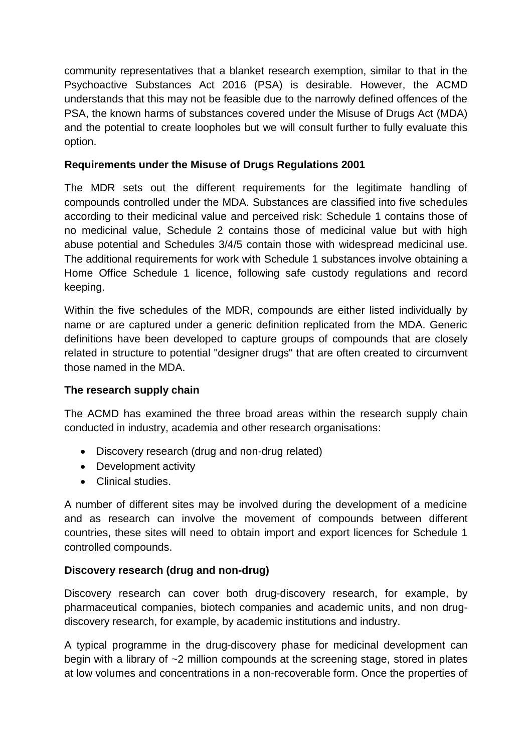community representatives that a blanket research exemption, similar to that in the Psychoactive Substances Act 2016 (PSA) is desirable. However, the ACMD understands that this may not be feasible due to the narrowly defined offences of the PSA, the known harms of substances covered under the Misuse of Drugs Act (MDA) and the potential to create loopholes but we will consult further to fully evaluate this option.

**Requirements under the Misuse of Drugs Regulations 2001**

The MDR sets out the different requirements for the legitimate handling of compounds controlled under the MDA. Substances are classified into five schedules according to their medicinal value and perceived risk: Schedule 1 contains those of no medicinal value, Schedule 2 contains those of medicinal value but with high abuse potential and Schedules 3/4/5 contain those with widespread medicinal use. The additional requirements for work with Schedule 1 substances involve obtaining a Home Office Schedule 1 licence, following safe custody regulations and record keeping.

Within the five schedules of the MDR, compounds are either listed individually by name or are captured under a generic definition replicated from the MDA. Generic definitions have been developed to capture groups of compounds that are closely related in structure to potential "designer drugs" that are often created to circumvent those named in the MDA.

**The research supply chain**

The ACMD has examined the three broad areas within the research supply chain conducted in industry, academia and other research organisations:

- Discovery research (drug and non-drug related)
- Development activity
- Clinical studies.

A number of different sites may be involved during the development of a medicine and as research can involve the movement of compounds between different countries, these sites will need to obtain import and export licences for Schedule 1 controlled compounds.

**Discovery research (drug and non-drug)**

Discovery research can cover both drug-discovery research, for example, by pharmaceutical companies, biotech companies and academic units, and non drug-discovery research, for example, by academic institutions and industry.

A typical programme in the drug-discovery phase for medicinal development can begin with a library of ~2 million compounds at the screening stage, stored in plates at low volumes and concentrations in a non-recoverable form. Once the properties of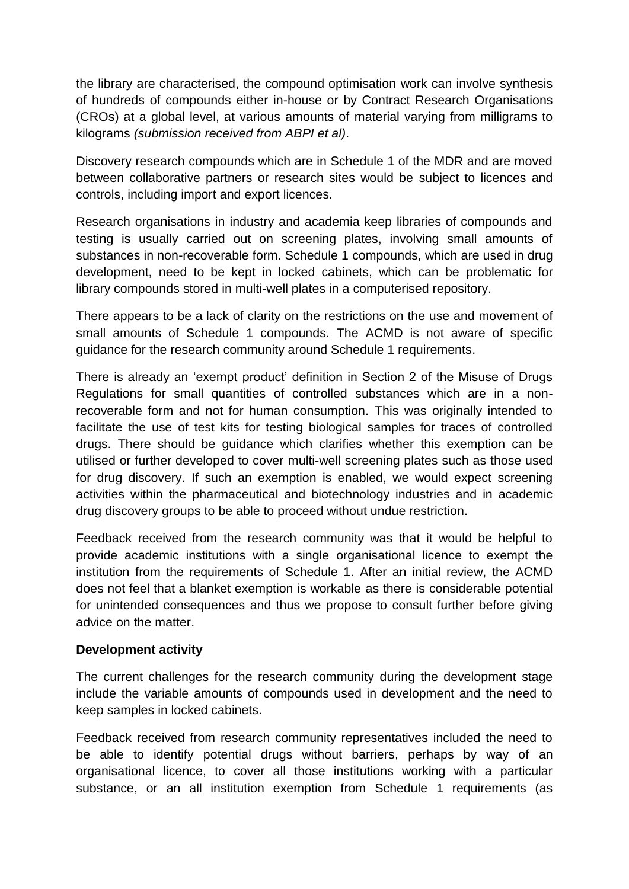the library are characterised, the compound optimisation work can involve synthesis of hundreds of compounds either in-house or by Contract Research Organisations (CROs) at a global level, at various amounts of material varying from milligrams to kilograms *(submission received from ABPI et al)*.

Discovery research compounds which are in Schedule 1 of the MDR and are moved between collaborative partners or research sites would be subject to licences and controls, including import and export licences.

Research organisations in industry and academia keep libraries of compounds and testing is usually carried out on screening plates, involving small amounts of substances in non-recoverable form. Schedule 1 compounds, which are used in drug development, need to be kept in locked cabinets, which can be problematic for library compounds stored in multi-well plates in a computerised repository.

There appears to be a lack of clarity on the restrictions on the use and movement of small amounts of Schedule 1 compounds. The ACMD is not aware of specific guidance for the research community around Schedule 1 requirements.

There is already an 'exempt product' definition in Section 2 of the Misuse of Drugs Regulations for small quantities of controlled substances which are in a non-recoverable form and not for human consumption. This was originally intended to facilitate the use of test kits for testing biological samples for traces of controlled drugs. There should be guidance which clarifies whether this exemption can be utilised or further developed to cover multi-well screening plates such as those used for drug discovery. If such an exemption is enabled, we would expect screening activities within the pharmaceutical and biotechnology industries and in academic drug discovery groups to be able to proceed without undue restriction.

Feedback received from the research community was that it would be helpful to provide academic institutions with a single organisational licence to exempt the institution from the requirements of Schedule 1. After an initial review, the ACMD does not feel that a blanket exemption is workable as there is considerable potential for unintended consequences and thus we propose to consult further before giving advice on the matter.

**Development activity**

The current challenges for the research community during the development stage include the variable amounts of compounds used in development and the need to keep samples in locked cabinets.

Feedback received from research community representatives included the need to be able to identify potential drugs without barriers, perhaps by way of an organisational licence, to cover all those institutions working with a particular substance, or an all institution exemption from Schedule 1 requirements (as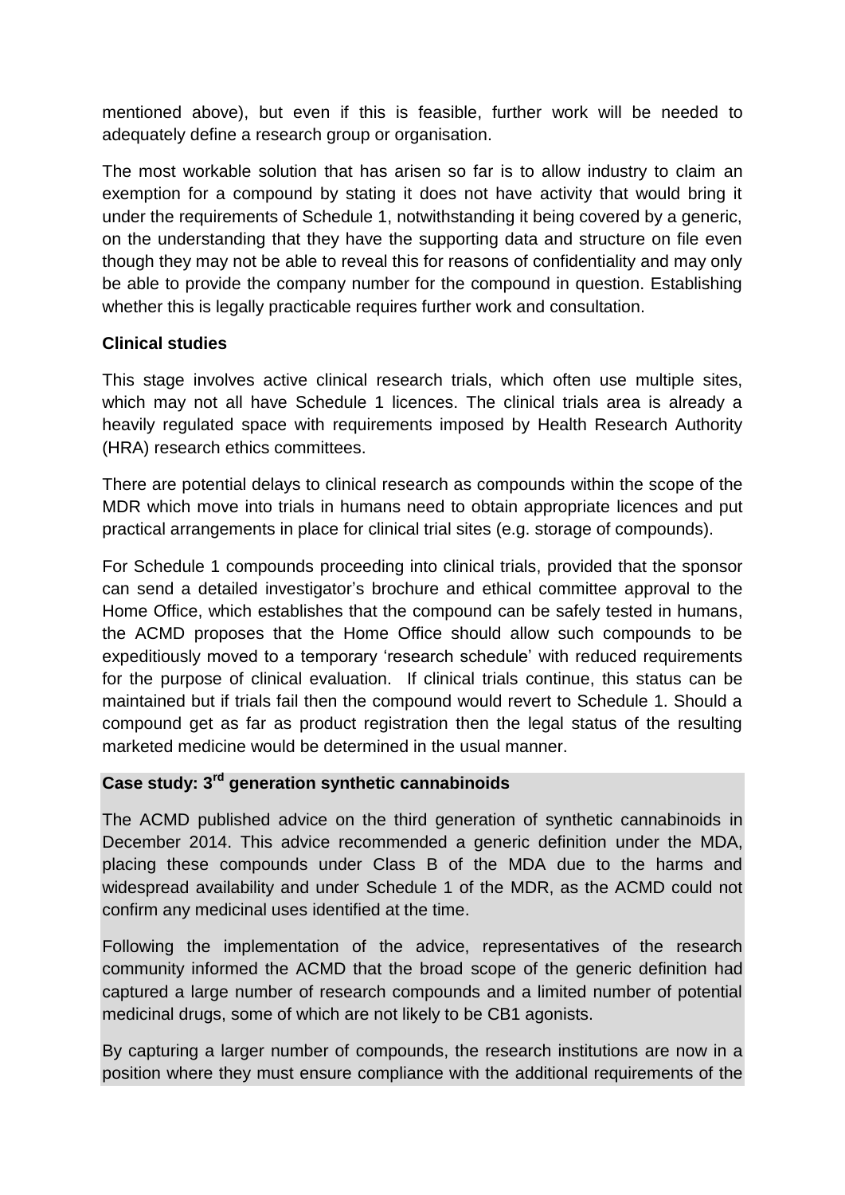mentioned above), but even if this is feasible, further work will be needed to adequately define a research group or organisation.

The most workable solution that has arisen so far is to allow industry to claim an exemption for a compound by stating it does not have activity that would bring it under the requirements of Schedule 1, notwithstanding it being covered by a generic, on the understanding that they have the supporting data and structure on file even though they may not be able to reveal this for reasons of confidentiality and may only be able to provide the company number for the compound in question. Establishing whether this is legally practicable requires further work and consultation.

**Clinical studies**

This stage involves active clinical research trials, which often use multiple sites, which may not all have Schedule 1 licences. The clinical trials area is already a heavily regulated space with requirements imposed by Health Research Authority (HRA) research ethics committees.

There are potential delays to clinical research as compounds within the scope of the MDR which move into trials in humans need to obtain appropriate licences and put practical arrangements in place for clinical trial sites (e.g. storage of compounds).

For Schedule 1 compounds proceeding into clinical trials, provided that the sponsor can send a detailed investigator's brochure and ethical committee approval to the Home Office, which establishes that the compound can be safely tested in humans, the ACMD proposes that the Home Office should allow such compounds to be expeditiously moved to a temporary 'research schedule' with reduced requirements for the purpose of clinical evaluation. If clinical trials continue, this status can be maintained but if trials fail then the compound would revert to Schedule 1. Should a compound get as far as product registration then the legal status of the resulting marketed medicine would be determined in the usual manner.

**Case study: 3rd generation synthetic cannabinoids**

The ACMD published advice on the third generation of synthetic cannabinoids in December 2014. This advice recommended a generic definition under the MDA, placing these compounds under Class B of the MDA due to the harms and widespread availability and under Schedule 1 of the MDR, as the ACMD could not confirm any medicinal uses identified at the time.

Following the implementation of the advice, representatives of the research community informed the ACMD that the broad scope of the generic definition had captured a large number of research compounds and a limited number of potential medicinal drugs, some of which are not likely to be CB1 agonists.

By capturing a larger number of compounds, the research institutions are now in a position where they must ensure compliance with the additional requirements of the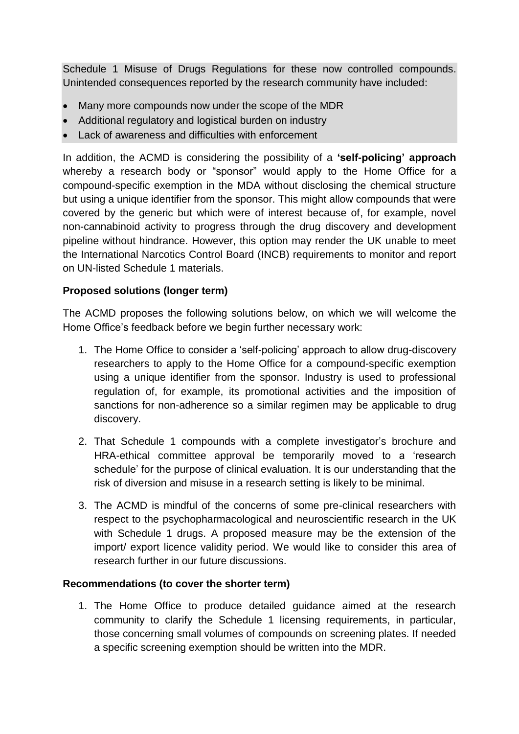Schedule 1 Misuse of Drugs Regulations for these now controlled compounds. Unintended consequences reported by the research community have included:

- Many more compounds now under the scope of the MDR
- Additional regulatory and logistical burden on industry
- Lack of awareness and difficulties with enforcement

In addition, the ACMD is considering the possibility of a **'self-policing' approach** whereby a research body or "sponsor" would apply to the Home Office for a compound-specific exemption in the MDA without disclosing the chemical structure but using a unique identifier from the sponsor. This might allow compounds that were covered by the generic but which were of interest because of, for example, novel non-cannabinoid activity to progress through the drug discovery and development pipeline without hindrance. However, this option may render the UK unable to meet the International Narcotics Control Board (INCB) requirements to monitor and report on UN-listed Schedule 1 materials.

**Proposed solutions (longer term)**

The ACMD proposes the following solutions below, on which we will welcome the Home Office's feedback before we begin further necessary work:

1. The Home Office to consider a 'self-policing' approach to allow drug-discovery researchers to apply to the Home Office for a compound-specific exemption using a unique identifier from the sponsor. Industry is used to professional regulation of, for example, its promotional activities and the imposition of sanctions for non-adherence so a similar regimen may be applicable to drug discovery.

2. That Schedule 1 compounds with a complete investigator's brochure and HRA-ethical committee approval be temporarily moved to a 'research schedule' for the purpose of clinical evaluation. It is our understanding that the risk of diversion and misuse in a research setting is likely to be minimal.

3. The ACMD is mindful of the concerns of some pre-clinical researchers with respect to the psychopharmacological and neuroscientific research in the UK with Schedule 1 drugs. A proposed measure may be the extension of the import/ export licence validity period. We would like to consider this area of research further in our future discussions.

**Recommendations (to cover the shorter term)**

1. The Home Office to produce detailed guidance aimed at the research community to clarify the Schedule 1 licensing requirements, in particular, those concerning small volumes of compounds on screening plates. If needed a specific screening exemption should be written into the MDR.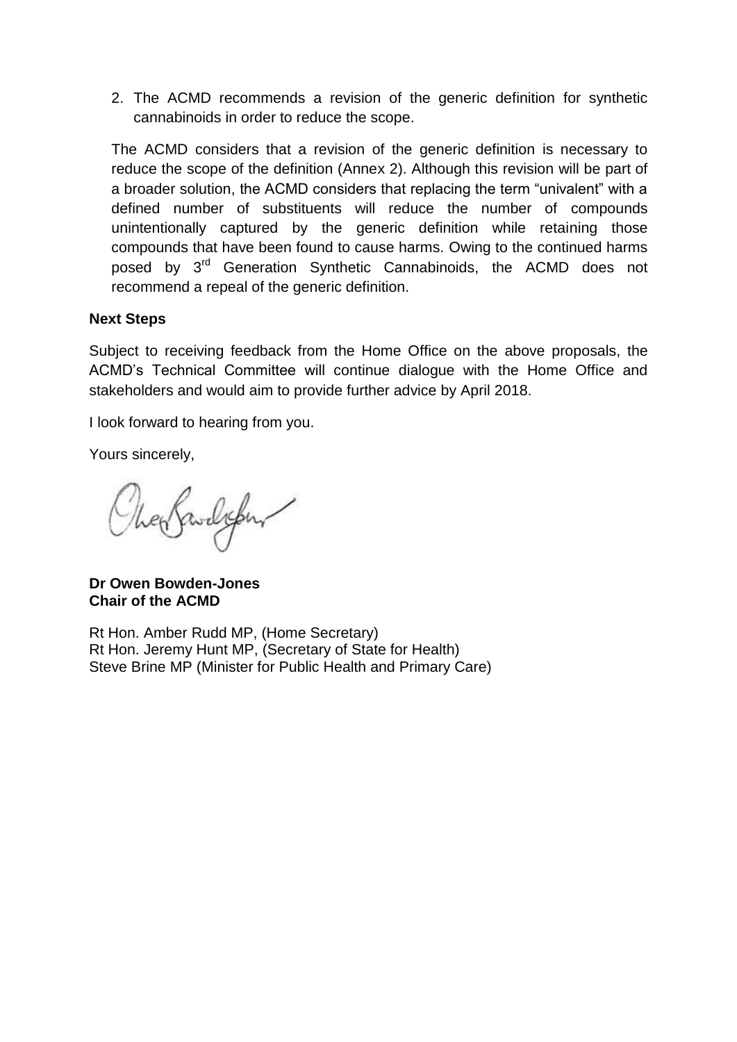2. The ACMD recommends a revision of the generic definition for synthetic cannabinoids in order to reduce the scope.

The ACMD considers that a revision of the generic definition is necessary to reduce the scope of the definition (Annex 2). Although this revision will be part of a broader solution, the ACMD considers that replacing the term "univalent" with a defined number of substituents will reduce the number of compounds unintentionally captured by the generic definition while retaining those compounds that have been found to cause harms. Owing to the continued harms posed by 3rd Generation Synthetic Cannabinoids, the ACMD does not recommend a repeal of the generic definition.

**Next Steps**

Subject to receiving feedback from the Home Office on the above proposals, the ACMD's Technical Committee will continue dialogue with the Home Office and stakeholders and would aim to provide further advice by April 2018.

I look forward to hearing from you.

Yours sincerely,

**Dr Owen Bowden-Jones**
**Chair of the ACMD**

Rt Hon. Amber Rudd MP, (Home Secretary)
Rt Hon. Jeremy Hunt MP, (Secretary of State for Health)
Steve Brine MP (Minister for Public Health and Primary Care)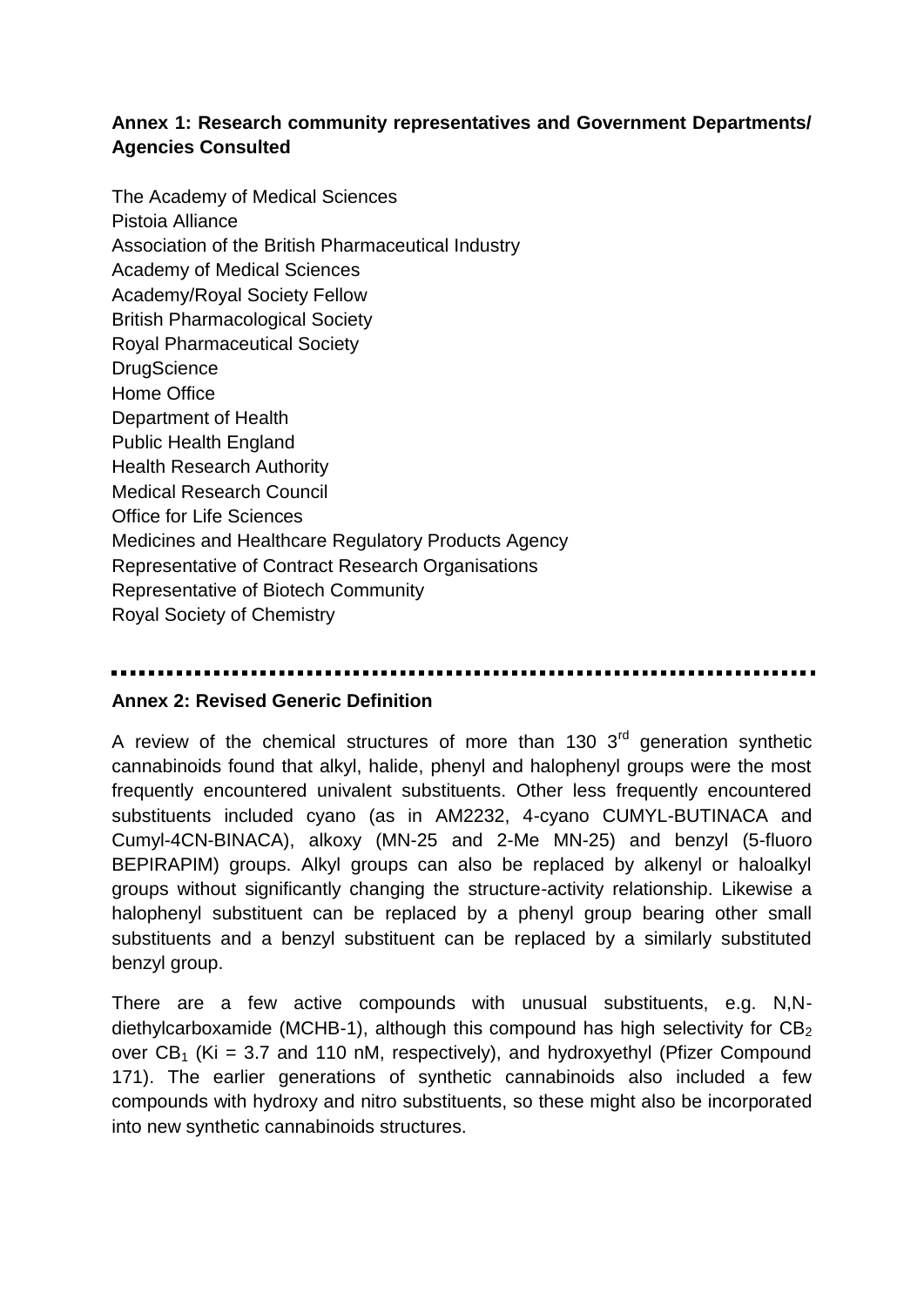**Annex 1: Research community representatives and Government Departments/ Agencies Consulted**

The Academy of Medical Sciences
Pistoia Alliance
Association of the British Pharmaceutical Industry
Academy of Medical Sciences
Academy/Royal Society Fellow
British Pharmacological Society
Royal Pharmaceutical Society
DrugScience
Home Office
Department of Health
Public Health England
Health Research Authority
Medical Research Council
Office for Life Sciences
Medicines and Healthcare Regulatory Products Agency
Representative of Contract Research Organisations
Representative of Biotech Community
Royal Society of Chemistry

---

**Annex 2: Revised Generic Definition**

A review of the chemical structures of more than 130 3rd generation synthetic cannabinoids found that alkyl, halide, phenyl and halophenyl groups were the most frequently encountered univalent substituents. Other less frequently encountered substituents included cyano (as in AM2232, 4-cyano CUMYL-BUTINACA and Cumyl-4CN-BINACA), alkoxy (MN-25 and 2-Me MN-25) and benzyl (5-fluoro BEPIRAPIM) groups. Alkyl groups can also be replaced by alkenyl or haloalkyl groups without significantly changing the structure-activity relationship. Likewise a halophenyl substituent can be replaced by a phenyl group bearing other small substituents and a benzyl substituent can be replaced by a similarly substituted benzyl group.

There are a few active compounds with unusual substituents, e.g. N,N-diethylcarboxamide (MCHB-1), although this compound has high selectivity for $CB_2$ over $CB_1$ (Ki = 3.7 and 110 nM, respectively), and hydroxyethyl (Pfizer Compound 171). The earlier generations of synthetic cannabinoids also included a few compounds with hydroxy and nitro substituents, so these might also be incorporated into new synthetic cannabinoids structures.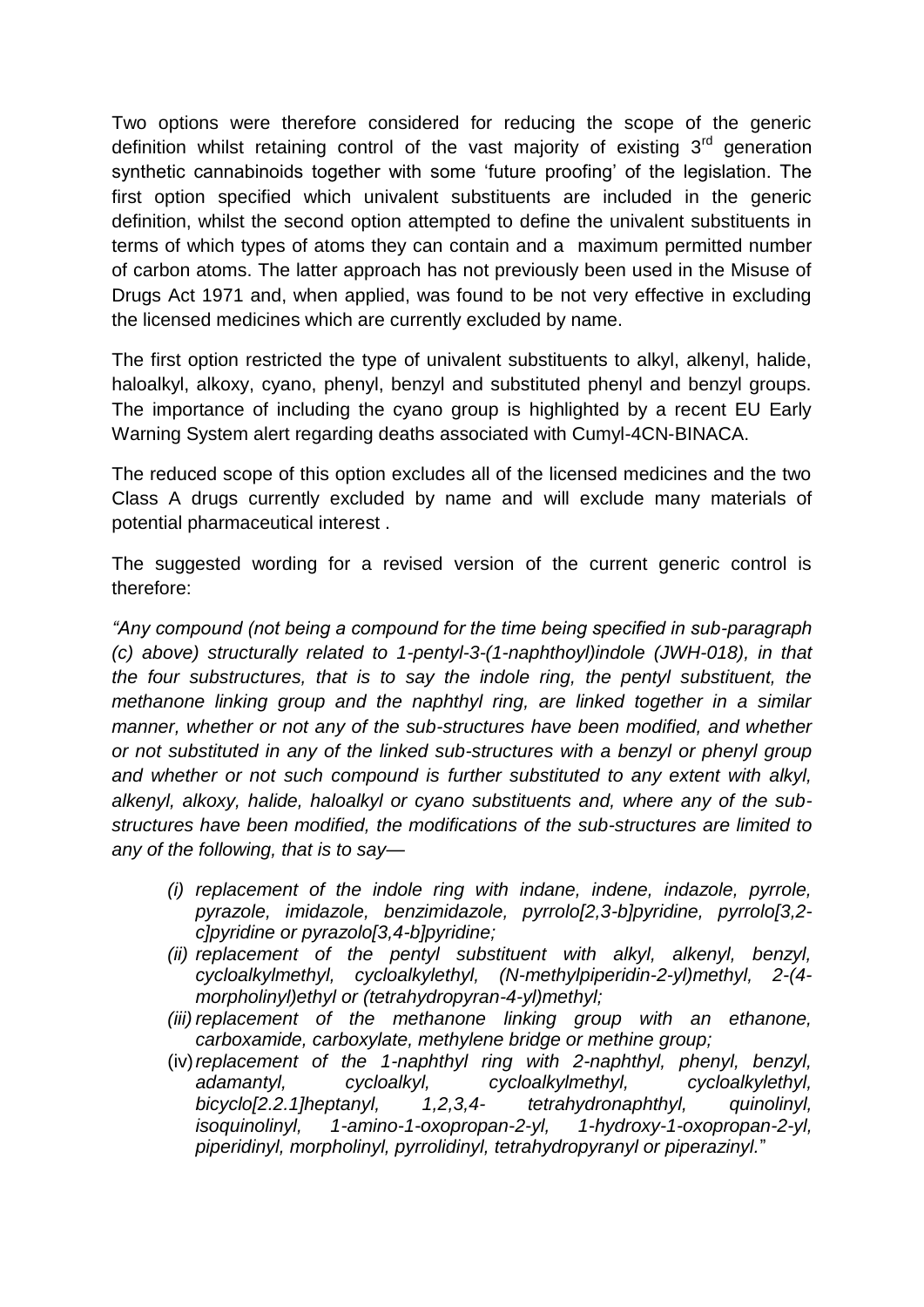Two options were therefore considered for reducing the scope of the generic definition whilst retaining control of the vast majority of existing 3rd generation synthetic cannabinoids together with some 'future proofing' of the legislation. The first option specified which univalent substituents are included in the generic definition, whilst the second option attempted to define the univalent substituents in terms of which types of atoms they can contain and a maximum permitted number of carbon atoms. The latter approach has not previously been used in the Misuse of Drugs Act 1971 and, when applied, was found to be not very effective in excluding the licensed medicines which are currently excluded by name.

The first option restricted the type of univalent substituents to alkyl, alkenyl, halide, haloalkyl, alkoxy, cyano, phenyl, benzyl and substituted phenyl and benzyl groups. The importance of including the cyano group is highlighted by a recent EU Early Warning System alert regarding deaths associated with Cumyl-4CN-BINACA.

The reduced scope of this option excludes all of the licensed medicines and the two Class A drugs currently excluded by name and will exclude many materials of potential pharmaceutical interest .

The suggested wording for a revised version of the current generic control is therefore:

*"Any compound (not being a compound for the time being specified in sub-paragraph (c) above) structurally related to 1-pentyl-3-(1-naphthoyl)indole (JWH-018), in that the four substructures, that is to say the indole ring, the pentyl substituent, the methanone linking group and the naphthyl ring, are linked together in a similar manner, whether or not any of the sub-structures have been modified, and whether or not substituted in any of the linked sub-structures with a benzyl or phenyl group and whether or not such compound is further substituted to any extent with alkyl, alkenyl, alkoxy, halide, haloalkyl or cyano substituents and, where any of the sub-structures have been modified, the modifications of the sub-structures are limited to any of the following, that is to say—*

- *(i) replacement of the indole ring with indane, indene, indazole, pyrrole, pyrazole, imidazole, benzimidazole, pyrrolo[2,3-b]pyridine, pyrrolo[3,2-c]pyridine or pyrazolo[3,4-b]pyridine;*
- *(ii) replacement of the pentyl substituent with alkyl, alkenyl, benzyl, cycloalkylmethyl, cycloalkylethyl, (N-methylpiperidin-2-yl)methyl, 2-(4-morpholinyl)ethyl or (tetrahydropyran-4-yl)methyl;*
- *(iii) replacement of the methanone linking group with an ethanone, carboxamide, carboxylate, methylene bridge or methine group;*
- (iv) *replacement of the 1-naphthyl ring with 2-naphthyl, phenyl, benzyl, adamantyl, cycloalkyl, cycloalkylmethyl, cycloalkylethyl, bicyclo[2.2.1]heptanyl, 1,2,3,4- tetrahydronaphthyl, quinolinyl, isoquinolinyl, 1-amino-1-oxopropan-2-yl, 1-hydroxy-1-oxopropan-2-yl, piperidinyl, morpholinyl, pyrrolidinyl, tetrahydropyranyl or piperazinyl.*"